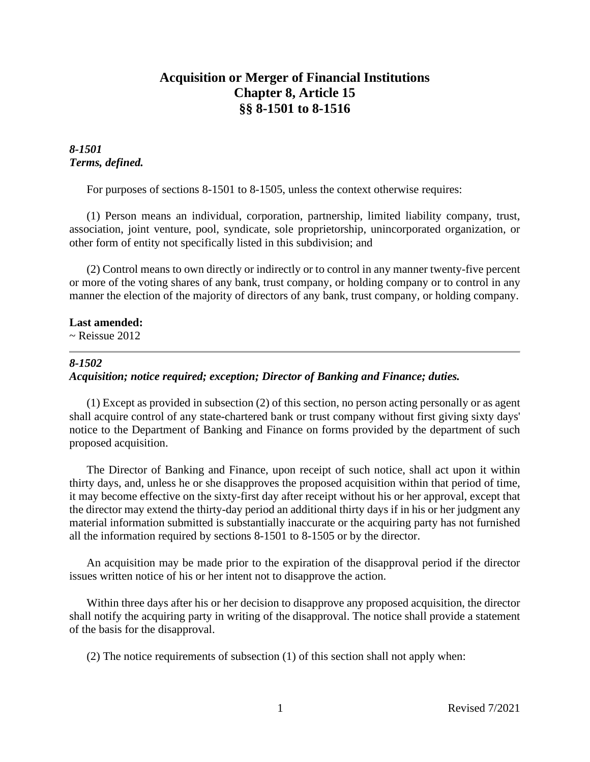# Acquisition or Merger of Financial Institutions
# Chapter 8, Article 15
# §§ 8-1501 to 8-1516

### *8-1501*
### *Terms, defined.*

For purposes of sections 8-1501 to 8-1505, unless the context otherwise requires:

(1) Person means an individual, corporation, partnership, limited liability company, trust, association, joint venture, pool, syndicate, sole proprietorship, unincorporated organization, or other form of entity not specifically listed in this subdivision; and

(2) Control means to own directly or indirectly or to control in any manner twenty-five percent or more of the voting shares of any bank, trust company, or holding company or to control in any manner the election of the majority of directors of any bank, trust company, or holding company.

**Last amended:**
~ Reissue 2012

---

### *8-1502*
### *Acquisition; notice required; exception; Director of Banking and Finance; duties.*

(1) Except as provided in subsection (2) of this section, no person acting personally or as agent shall acquire control of any state-chartered bank or trust company without first giving sixty days' notice to the Department of Banking and Finance on forms provided by the department of such proposed acquisition.

The Director of Banking and Finance, upon receipt of such notice, shall act upon it within thirty days, and, unless he or she disapproves the proposed acquisition within that period of time, it may become effective on the sixty-first day after receipt without his or her approval, except that the director may extend the thirty-day period an additional thirty days if in his or her judgment any material information submitted is substantially inaccurate or the acquiring party has not furnished all the information required by sections 8-1501 to 8-1505 or by the director.

An acquisition may be made prior to the expiration of the disapproval period if the director issues written notice of his or her intent not to disapprove the action.

Within three days after his or her decision to disapprove any proposed acquisition, the director shall notify the acquiring party in writing of the disapproval. The notice shall provide a statement of the basis for the disapproval.

(2) The notice requirements of subsection (1) of this section shall not apply when: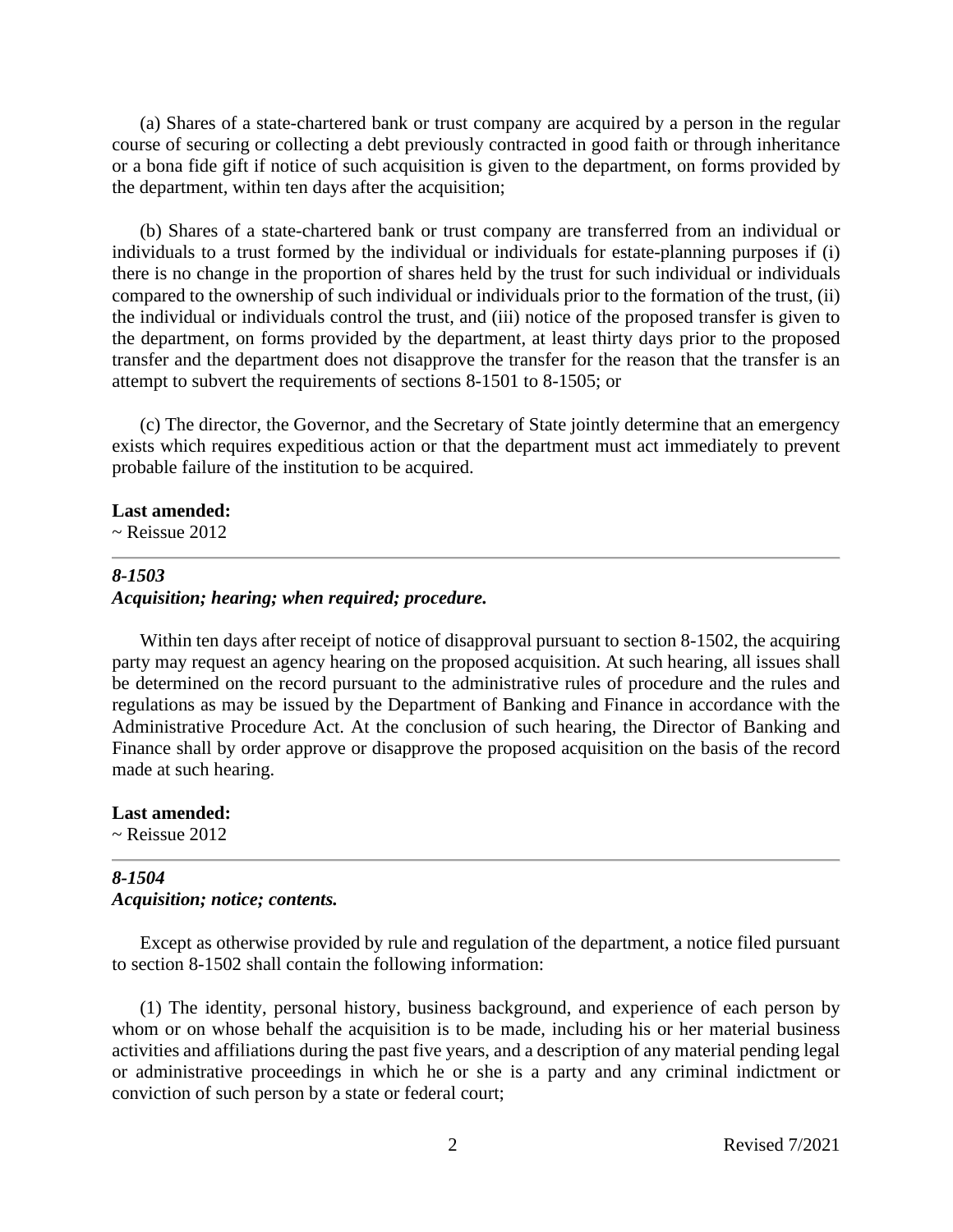(a) Shares of a state-chartered bank or trust company are acquired by a person in the regular course of securing or collecting a debt previously contracted in good faith or through inheritance or a bona fide gift if notice of such acquisition is given to the department, on forms provided by the department, within ten days after the acquisition;

(b) Shares of a state-chartered bank or trust company are transferred from an individual or individuals to a trust formed by the individual or individuals for estate-planning purposes if (i) there is no change in the proportion of shares held by the trust for such individual or individuals compared to the ownership of such individual or individuals prior to the formation of the trust, (ii) the individual or individuals control the trust, and (iii) notice of the proposed transfer is given to the department, on forms provided by the department, at least thirty days prior to the proposed transfer and the department does not disapprove the transfer for the reason that the transfer is an attempt to subvert the requirements of sections 8-1501 to 8-1505; or

(c) The director, the Governor, and the Secretary of State jointly determine that an emergency exists which requires expeditious action or that the department must act immediately to prevent probable failure of the institution to be acquired.

**Last amended:**
~ Reissue 2012

---

***8-1503***
***Acquisition; hearing; when required; procedure.***

Within ten days after receipt of notice of disapproval pursuant to section 8-1502, the acquiring party may request an agency hearing on the proposed acquisition. At such hearing, all issues shall be determined on the record pursuant to the administrative rules of procedure and the rules and regulations as may be issued by the Department of Banking and Finance in accordance with the Administrative Procedure Act. At the conclusion of such hearing, the Director of Banking and Finance shall by order approve or disapprove the proposed acquisition on the basis of the record made at such hearing.

**Last amended:**
~ Reissue 2012

---

***8-1504***
***Acquisition; notice; contents.***

Except as otherwise provided by rule and regulation of the department, a notice filed pursuant to section 8-1502 shall contain the following information:

(1) The identity, personal history, business background, and experience of each person by whom or on whose behalf the acquisition is to be made, including his or her material business activities and affiliations during the past five years, and a description of any material pending legal or administrative proceedings in which he or she is a party and any criminal indictment or conviction of such person by a state or federal court;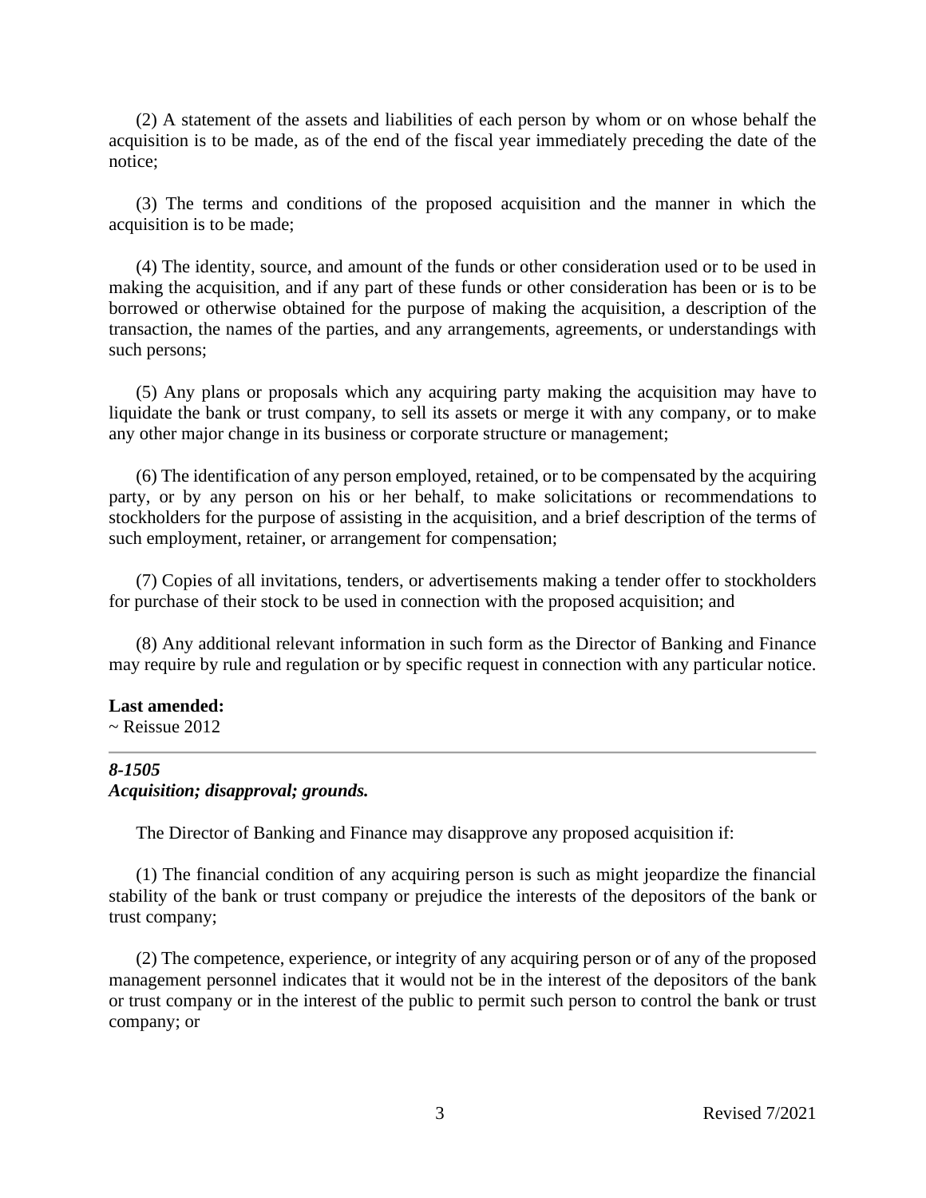(2) A statement of the assets and liabilities of each person by whom or on whose behalf the acquisition is to be made, as of the end of the fiscal year immediately preceding the date of the notice;

(3) The terms and conditions of the proposed acquisition and the manner in which the acquisition is to be made;

(4) The identity, source, and amount of the funds or other consideration used or to be used in making the acquisition, and if any part of these funds or other consideration has been or is to be borrowed or otherwise obtained for the purpose of making the acquisition, a description of the transaction, the names of the parties, and any arrangements, agreements, or understandings with such persons;

(5) Any plans or proposals which any acquiring party making the acquisition may have to liquidate the bank or trust company, to sell its assets or merge it with any company, or to make any other major change in its business or corporate structure or management;

(6) The identification of any person employed, retained, or to be compensated by the acquiring party, or by any person on his or her behalf, to make solicitations or recommendations to stockholders for the purpose of assisting in the acquisition, and a brief description of the terms of such employment, retainer, or arrangement for compensation;

(7) Copies of all invitations, tenders, or advertisements making a tender offer to stockholders for purchase of their stock to be used in connection with the proposed acquisition; and

(8) Any additional relevant information in such form as the Director of Banking and Finance may require by rule and regulation or by specific request in connection with any particular notice.

**Last amended:**
~ Reissue 2012

---

***8-1505***
***Acquisition; disapproval; grounds.***

The Director of Banking and Finance may disapprove any proposed acquisition if:

(1) The financial condition of any acquiring person is such as might jeopardize the financial stability of the bank or trust company or prejudice the interests of the depositors of the bank or trust company;

(2) The competence, experience, or integrity of any acquiring person or of any of the proposed management personnel indicates that it would not be in the interest of the depositors of the bank or trust company or in the interest of the public to permit such person to control the bank or trust company; or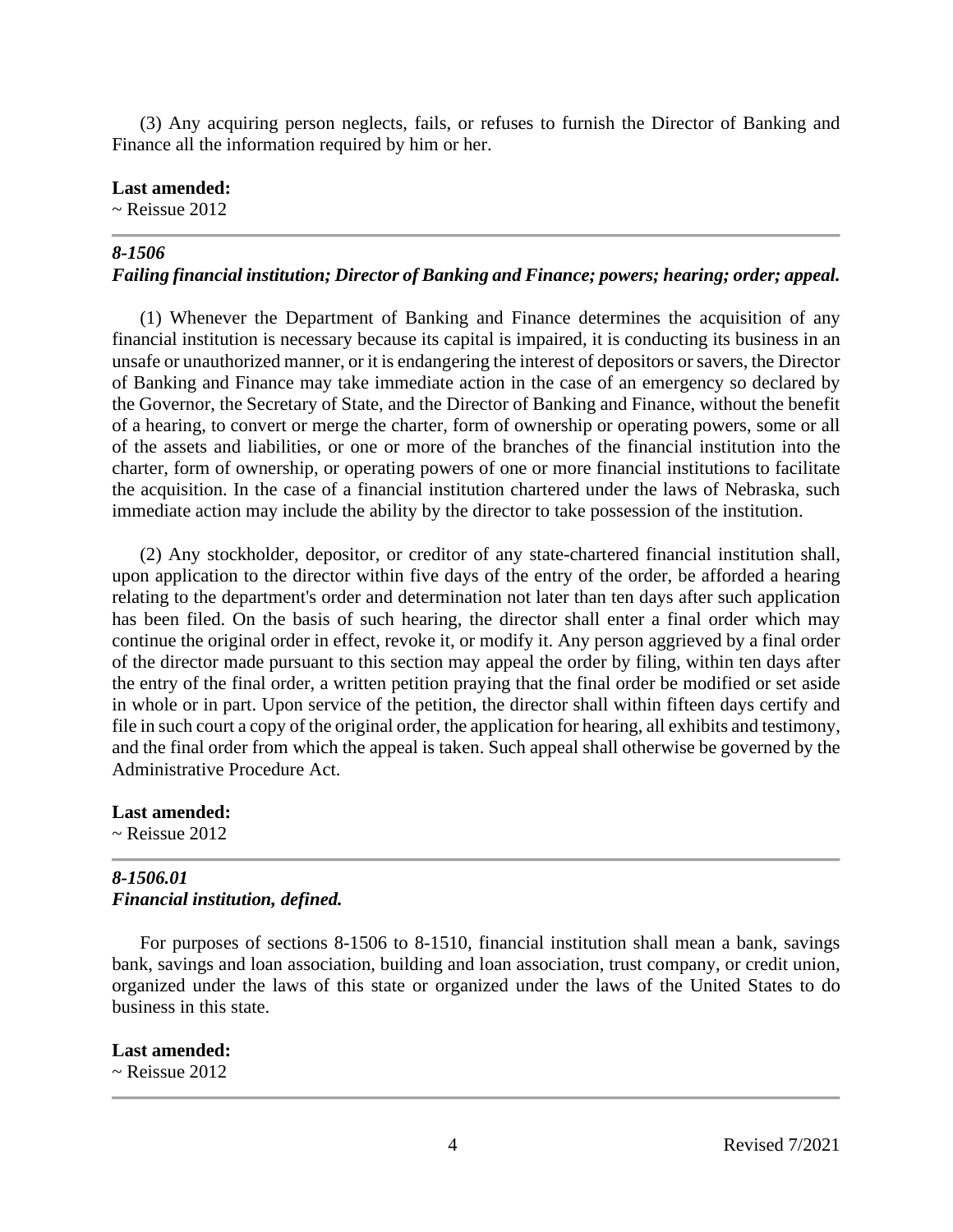(3) Any acquiring person neglects, fails, or refuses to furnish the Director of Banking and Finance all the information required by him or her.

**Last amended:**
~ Reissue 2012

---

### *8-1506*
### *Failing financial institution; Director of Banking and Finance; powers; hearing; order; appeal.*

(1) Whenever the Department of Banking and Finance determines the acquisition of any financial institution is necessary because its capital is impaired, it is conducting its business in an unsafe or unauthorized manner, or it is endangering the interest of depositors or savers, the Director of Banking and Finance may take immediate action in the case of an emergency so declared by the Governor, the Secretary of State, and the Director of Banking and Finance, without the benefit of a hearing, to convert or merge the charter, form of ownership or operating powers, some or all of the assets and liabilities, or one or more of the branches of the financial institution into the charter, form of ownership, or operating powers of one or more financial institutions to facilitate the acquisition. In the case of a financial institution chartered under the laws of Nebraska, such immediate action may include the ability by the director to take possession of the institution.

(2) Any stockholder, depositor, or creditor of any state-chartered financial institution shall, upon application to the director within five days of the entry of the order, be afforded a hearing relating to the department's order and determination not later than ten days after such application has been filed. On the basis of such hearing, the director shall enter a final order which may continue the original order in effect, revoke it, or modify it. Any person aggrieved by a final order of the director made pursuant to this section may appeal the order by filing, within ten days after the entry of the final order, a written petition praying that the final order be modified or set aside in whole or in part. Upon service of the petition, the director shall within fifteen days certify and file in such court a copy of the original order, the application for hearing, all exhibits and testimony, and the final order from which the appeal is taken. Such appeal shall otherwise be governed by the Administrative Procedure Act.

**Last amended:**
~ Reissue 2012

---

### *8-1506.01*
### *Financial institution, defined.*

For purposes of sections 8-1506 to 8-1510, financial institution shall mean a bank, savings bank, savings and loan association, building and loan association, trust company, or credit union, organized under the laws of this state or organized under the laws of the United States to do business in this state.

**Last amended:**
~ Reissue 2012

---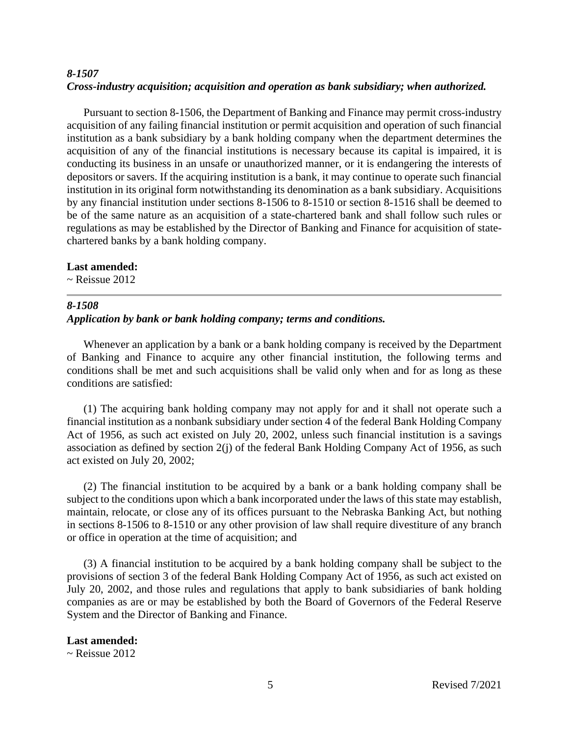### *8-1507*
### *Cross-industry acquisition; acquisition and operation as bank subsidiary; when authorized.*

Pursuant to section 8-1506, the Department of Banking and Finance may permit cross-industry acquisition of any failing financial institution or permit acquisition and operation of such financial institution as a bank subsidiary by a bank holding company when the department determines the acquisition of any of the financial institutions is necessary because its capital is impaired, it is conducting its business in an unsafe or unauthorized manner, or it is endangering the interests of depositors or savers. If the acquiring institution is a bank, it may continue to operate such financial institution in its original form notwithstanding its denomination as a bank subsidiary. Acquisitions by any financial institution under sections 8-1506 to 8-1510 or section 8-1516 shall be deemed to be of the same nature as an acquisition of a state-chartered bank and shall follow such rules or regulations as may be established by the Director of Banking and Finance for acquisition of state-chartered banks by a bank holding company.

**Last amended:**
~ Reissue 2012

---

### *8-1508*
### *Application by bank or bank holding company; terms and conditions.*

Whenever an application by a bank or a bank holding company is received by the Department of Banking and Finance to acquire any other financial institution, the following terms and conditions shall be met and such acquisitions shall be valid only when and for as long as these conditions are satisfied:

(1) The acquiring bank holding company may not apply for and it shall not operate such a financial institution as a nonbank subsidiary under section 4 of the federal Bank Holding Company Act of 1956, as such act existed on July 20, 2002, unless such financial institution is a savings association as defined by section 2(j) of the federal Bank Holding Company Act of 1956, as such act existed on July 20, 2002;

(2) The financial institution to be acquired by a bank or a bank holding company shall be subject to the conditions upon which a bank incorporated under the laws of this state may establish, maintain, relocate, or close any of its offices pursuant to the Nebraska Banking Act, but nothing in sections 8-1506 to 8-1510 or any other provision of law shall require divestiture of any branch or office in operation at the time of acquisition; and

(3) A financial institution to be acquired by a bank holding company shall be subject to the provisions of section 3 of the federal Bank Holding Company Act of 1956, as such act existed on July 20, 2002, and those rules and regulations that apply to bank subsidiaries of bank holding companies as are or may be established by both the Board of Governors of the Federal Reserve System and the Director of Banking and Finance.

**Last amended:**
~ Reissue 2012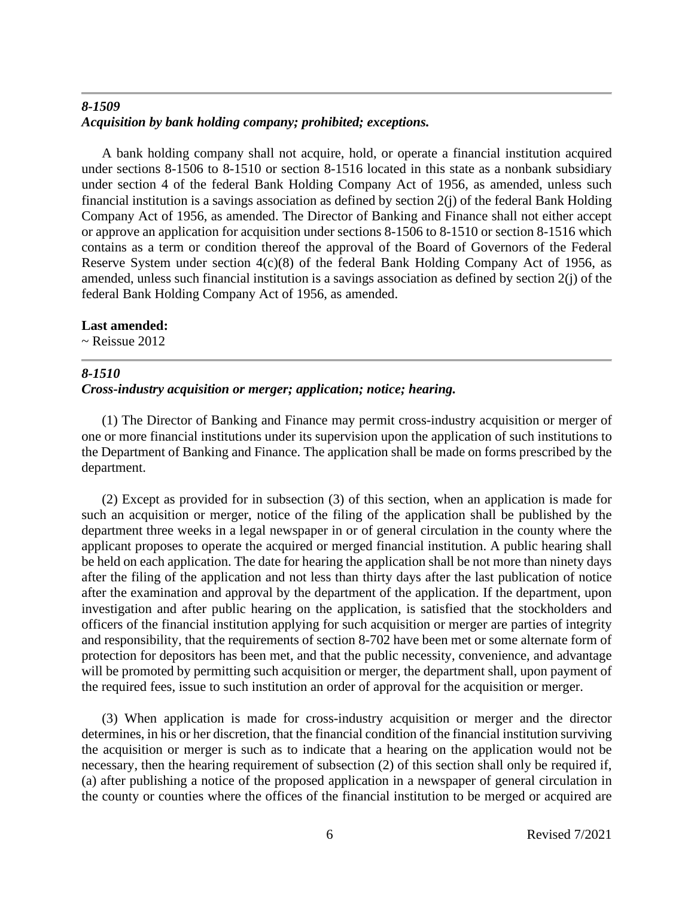## *8-1509*
### *Acquisition by bank holding company; prohibited; exceptions.*

A bank holding company shall not acquire, hold, or operate a financial institution acquired under sections 8-1506 to 8-1510 or section 8-1516 located in this state as a nonbank subsidiary under section 4 of the federal Bank Holding Company Act of 1956, as amended, unless such financial institution is a savings association as defined by section 2(j) of the federal Bank Holding Company Act of 1956, as amended. The Director of Banking and Finance shall not either accept or approve an application for acquisition under sections 8-1506 to 8-1510 or section 8-1516 which contains as a term or condition thereof the approval of the Board of Governors of the Federal Reserve System under section 4(c)(8) of the federal Bank Holding Company Act of 1956, as amended, unless such financial institution is a savings association as defined by section 2(j) of the federal Bank Holding Company Act of 1956, as amended.

**Last amended:**
~ Reissue 2012

## *8-1510*
### *Cross-industry acquisition or merger; application; notice; hearing.*

(1) The Director of Banking and Finance may permit cross-industry acquisition or merger of one or more financial institutions under its supervision upon the application of such institutions to the Department of Banking and Finance. The application shall be made on forms prescribed by the department.

(2) Except as provided for in subsection (3) of this section, when an application is made for such an acquisition or merger, notice of the filing of the application shall be published by the department three weeks in a legal newspaper in or of general circulation in the county where the applicant proposes to operate the acquired or merged financial institution. A public hearing shall be held on each application. The date for hearing the application shall be not more than ninety days after the filing of the application and not less than thirty days after the last publication of notice after the examination and approval by the department of the application. If the department, upon investigation and after public hearing on the application, is satisfied that the stockholders and officers of the financial institution applying for such acquisition or merger are parties of integrity and responsibility, that the requirements of section 8-702 have been met or some alternate form of protection for depositors has been met, and that the public necessity, convenience, and advantage will be promoted by permitting such acquisition or merger, the department shall, upon payment of the required fees, issue to such institution an order of approval for the acquisition or merger.

(3) When application is made for cross-industry acquisition or merger and the director determines, in his or her discretion, that the financial condition of the financial institution surviving the acquisition or merger is such as to indicate that a hearing on the application would not be necessary, then the hearing requirement of subsection (2) of this section shall only be required if, (a) after publishing a notice of the proposed application in a newspaper of general circulation in the county or counties where the offices of the financial institution to be merged or acquired are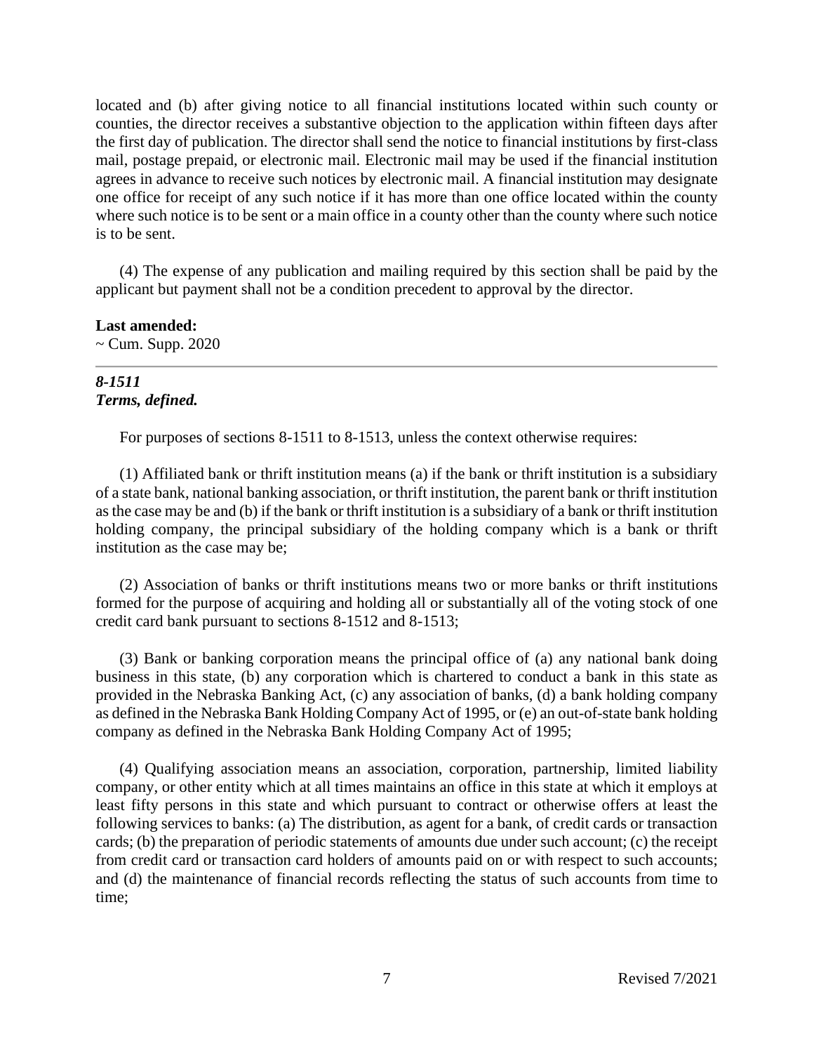located and (b) after giving notice to all financial institutions located within such county or counties, the director receives a substantive objection to the application within fifteen days after the first day of publication. The director shall send the notice to financial institutions by first-class mail, postage prepaid, or electronic mail. Electronic mail may be used if the financial institution agrees in advance to receive such notices by electronic mail. A financial institution may designate one office for receipt of any such notice if it has more than one office located within the county where such notice is to be sent or a main office in a county other than the county where such notice is to be sent.

(4) The expense of any publication and mailing required by this section shall be paid by the applicant but payment shall not be a condition precedent to approval by the director.

**Last amended:**
~ Cum. Supp. 2020

---

***8-1511***
***Terms, defined.***

For purposes of sections 8-1511 to 8-1513, unless the context otherwise requires:

(1) Affiliated bank or thrift institution means (a) if the bank or thrift institution is a subsidiary of a state bank, national banking association, or thrift institution, the parent bank or thrift institution as the case may be and (b) if the bank or thrift institution is a subsidiary of a bank or thrift institution holding company, the principal subsidiary of the holding company which is a bank or thrift institution as the case may be;

(2) Association of banks or thrift institutions means two or more banks or thrift institutions formed for the purpose of acquiring and holding all or substantially all of the voting stock of one credit card bank pursuant to sections 8-1512 and 8-1513;

(3) Bank or banking corporation means the principal office of (a) any national bank doing business in this state, (b) any corporation which is chartered to conduct a bank in this state as provided in the Nebraska Banking Act, (c) any association of banks, (d) a bank holding company as defined in the Nebraska Bank Holding Company Act of 1995, or (e) an out-of-state bank holding company as defined in the Nebraska Bank Holding Company Act of 1995;

(4) Qualifying association means an association, corporation, partnership, limited liability company, or other entity which at all times maintains an office in this state at which it employs at least fifty persons in this state and which pursuant to contract or otherwise offers at least the following services to banks: (a) The distribution, as agent for a bank, of credit cards or transaction cards; (b) the preparation of periodic statements of amounts due under such account; (c) the receipt from credit card or transaction card holders of amounts paid on or with respect to such accounts; and (d) the maintenance of financial records reflecting the status of such accounts from time to time;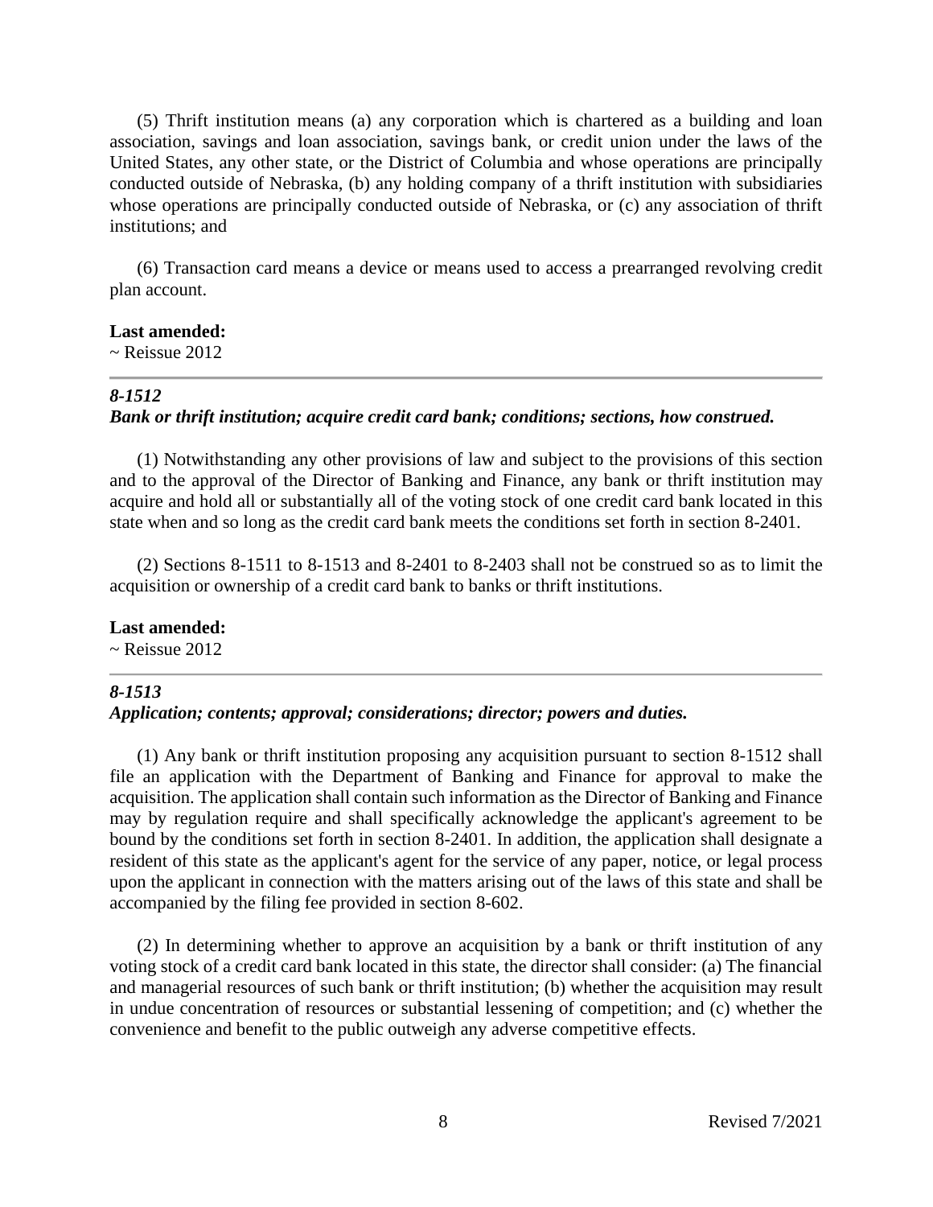(5) Thrift institution means (a) any corporation which is chartered as a building and loan association, savings and loan association, savings bank, or credit union under the laws of the United States, any other state, or the District of Columbia and whose operations are principally conducted outside of Nebraska, (b) any holding company of a thrift institution with subsidiaries whose operations are principally conducted outside of Nebraska, or (c) any association of thrift institutions; and

(6) Transaction card means a device or means used to access a prearranged revolving credit plan account.

**Last amended:**
~ Reissue 2012

---

***8-1512***
***Bank or thrift institution; acquire credit card bank; conditions; sections, how construed.***

(1) Notwithstanding any other provisions of law and subject to the provisions of this section and to the approval of the Director of Banking and Finance, any bank or thrift institution may acquire and hold all or substantially all of the voting stock of one credit card bank located in this state when and so long as the credit card bank meets the conditions set forth in section 8-2401.

(2) Sections 8-1511 to 8-1513 and 8-2401 to 8-2403 shall not be construed so as to limit the acquisition or ownership of a credit card bank to banks or thrift institutions.

**Last amended:**
~ Reissue 2012

---

***8-1513***
***Application; contents; approval; considerations; director; powers and duties.***

(1) Any bank or thrift institution proposing any acquisition pursuant to section 8-1512 shall file an application with the Department of Banking and Finance for approval to make the acquisition. The application shall contain such information as the Director of Banking and Finance may by regulation require and shall specifically acknowledge the applicant's agreement to be bound by the conditions set forth in section 8-2401. In addition, the application shall designate a resident of this state as the applicant's agent for the service of any paper, notice, or legal process upon the applicant in connection with the matters arising out of the laws of this state and shall be accompanied by the filing fee provided in section 8-602.

(2) In determining whether to approve an acquisition by a bank or thrift institution of any voting stock of a credit card bank located in this state, the director shall consider: (a) The financial and managerial resources of such bank or thrift institution; (b) whether the acquisition may result in undue concentration of resources or substantial lessening of competition; and (c) whether the convenience and benefit to the public outweigh any adverse competitive effects.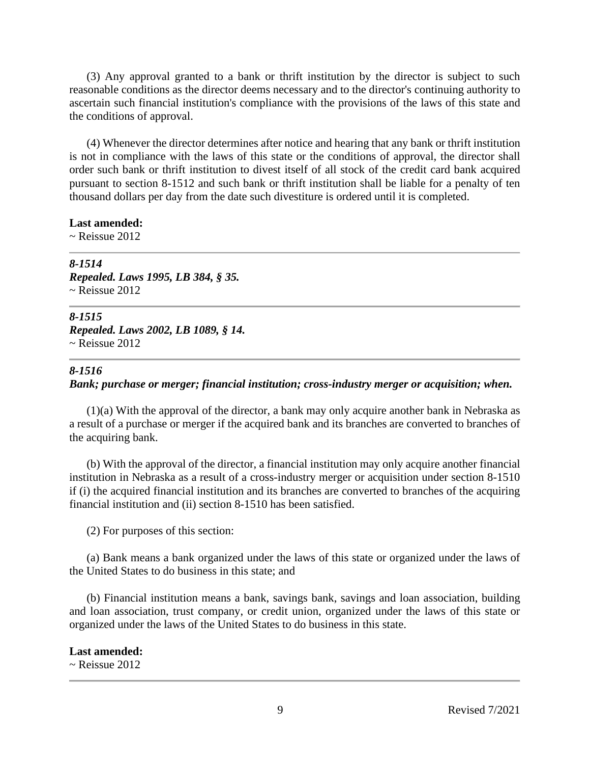(3) Any approval granted to a bank or thrift institution by the director is subject to such reasonable conditions as the director deems necessary and to the director's continuing authority to ascertain such financial institution's compliance with the provisions of the laws of this state and the conditions of approval.

(4) Whenever the director determines after notice and hearing that any bank or thrift institution is not in compliance with the laws of this state or the conditions of approval, the director shall order such bank or thrift institution to divest itself of all stock of the credit card bank acquired pursuant to section 8-1512 and such bank or thrift institution shall be liable for a penalty of ten thousand dollars per day from the date such divestiture is ordered until it is completed.

**Last amended:**
~ Reissue 2012

---

***8-1514***
***Repealed. Laws 1995, LB 384, § 35.***
~ Reissue 2012

---

***8-1515***
***Repealed. Laws 2002, LB 1089, § 14.***
~ Reissue 2012

---

***8-1516***
***Bank; purchase or merger; financial institution; cross-industry merger or acquisition; when.***

(1)(a) With the approval of the director, a bank may only acquire another bank in Nebraska as a result of a purchase or merger if the acquired bank and its branches are converted to branches of the acquiring bank.

(b) With the approval of the director, a financial institution may only acquire another financial institution in Nebraska as a result of a cross-industry merger or acquisition under section 8-1510 if (i) the acquired financial institution and its branches are converted to branches of the acquiring financial institution and (ii) section 8-1510 has been satisfied.

(2) For purposes of this section:

(a) Bank means a bank organized under the laws of this state or organized under the laws of the United States to do business in this state; and

(b) Financial institution means a bank, savings bank, savings and loan association, building and loan association, trust company, or credit union, organized under the laws of this state or organized under the laws of the United States to do business in this state.

**Last amended:**
~ Reissue 2012

---